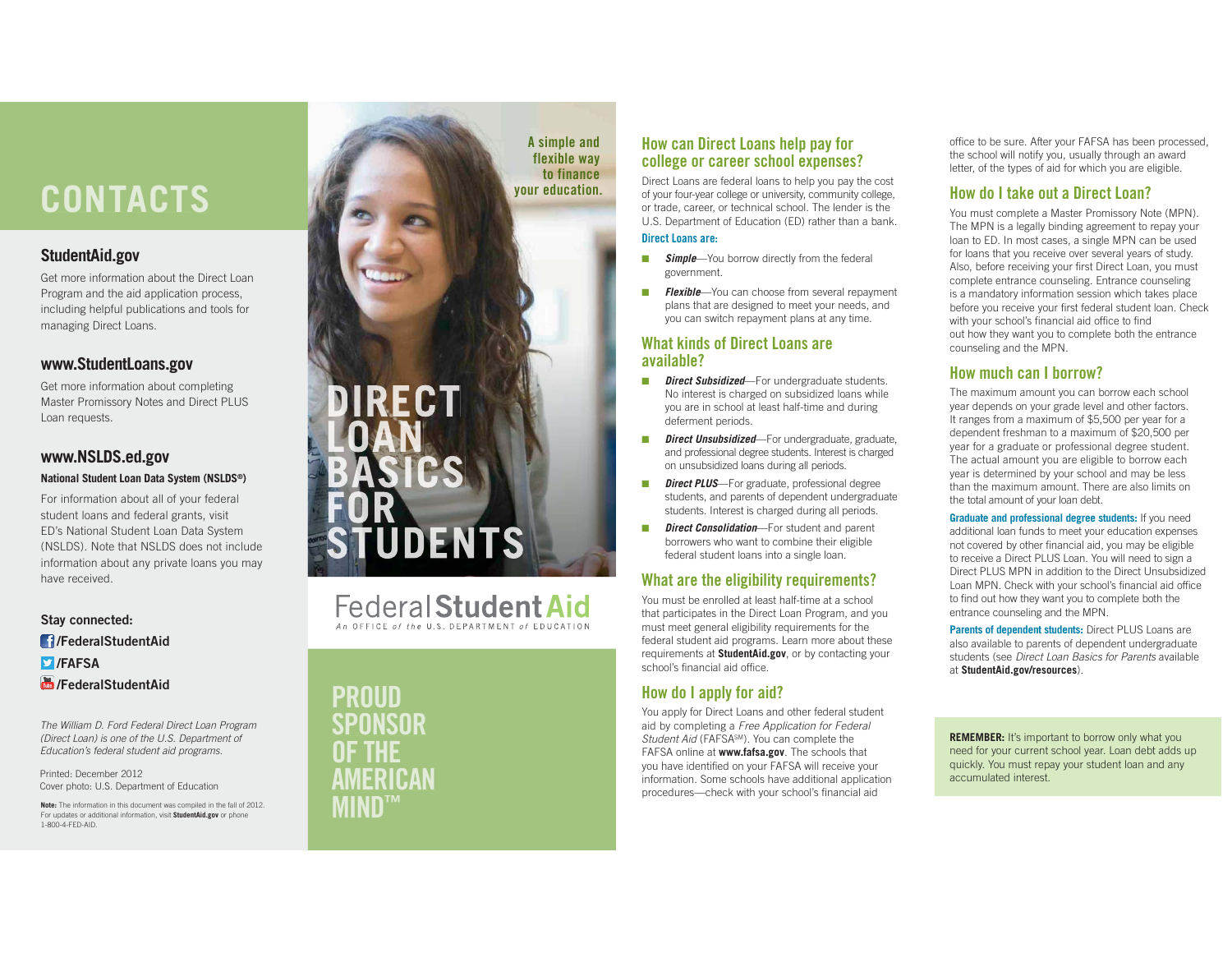# CONTACTS

## StudentAid.gov

Get more information about the Direct Loan Program and the aid application process, including helpful publications and tools for managing Direct Loans.

## www.StudentLoans.gov

Get more information about completing Master Promissory Notes and Direct PLUS Loan requests.

## www.NSLDS.ed.gov

**National Student Loan Data System (NSLDS®)**

For information about all of your federal student loans and federal grants, visit ED's National Student Loan Data System (NSLDS). Note that NSLDS does not include information about any private loans you may have received.

**Stay connected:**

**/FederalStudentAid**

**/FAFSA**

**/FederalStudentAid**

*The William D. Ford Federal Direct Loan Program (Direct Loan) is one of the U.S. Department of Education's federal student aid programs.*

Printed: December 2012
Cover photo: U.S. Department of Education

**Note:** The information in this document was compiled in the fall of 2012. For updates or additional information, visit **StudentAid.gov** or phone 1-800-4-FED-AID.

**A simple and flexible way to finance your education.**

# DIRECT LOAN BASICS FOR STUDENTS

Federal Student Aid
An OFFICE of the U.S. DEPARTMENT of EDUCATION

PROUD SPONSOR OF THE AMERICAN MIND™

## How can Direct Loans help pay for college or career school expenses?

Direct Loans are federal loans to help you pay the cost of your four-year college or university, community college, or trade, career, or technical school. The lender is the U.S. Department of Education (ED) rather than a bank.

**Direct Loans are:**

- ***Simple***—You borrow directly from the federal government.
- ***Flexible***—You can choose from several repayment plans that are designed to meet your needs, and you can switch repayment plans at any time.

## What kinds of Direct Loans are available?

- ***Direct Subsidized***—For undergraduate students. No interest is charged on subsidized loans while you are in school at least half-time and during deferment periods.
- ***Direct Unsubsidized***—For undergraduate, graduate, and professional degree students. Interest is charged on unsubsidized loans during all periods.
- ***Direct PLUS***—For graduate, professional degree students, and parents of dependent undergraduate students. Interest is charged during all periods.
- ***Direct Consolidation***—For student and parent borrowers who want to combine their eligible federal student loans into a single loan.

## What are the eligibility requirements?

You must be enrolled at least half-time at a school that participates in the Direct Loan Program, and you must meet general eligibility requirements for the federal student aid programs. Learn more about these requirements at **StudentAid.gov**, or by contacting your school's financial aid office.

## How do I apply for aid?

You apply for Direct Loans and other federal student aid by completing a *Free Application for Federal Student Aid* (FAFSA℠). You can complete the FAFSA online at **www.fafsa.gov**. The schools that you have identified on your FAFSA will receive your information. Some schools have additional application procedures—check with your school's financial aid office to be sure. After your FAFSA has been processed, the school will notify you, usually through an award letter, of the types of aid for which you are eligible.

## How do I take out a Direct Loan?

You must complete a Master Promissory Note (MPN). The MPN is a legally binding agreement to repay your loan to ED. In most cases, a single MPN can be used for loans that you receive over several years of study. Also, before receiving your first Direct Loan, you must complete entrance counseling. Entrance counseling is a mandatory information session which takes place before you receive your first federal student loan. Check with your school's financial aid office to find out how they want you to complete both the entrance counseling and the MPN.

## How much can I borrow?

The maximum amount you can borrow each school year depends on your grade level and other factors. It ranges from a maximum of $5,500 per year for a dependent freshman to a maximum of $20,500 per year for a graduate or professional degree student. The actual amount you are eligible to borrow each year is determined by your school and may be less than the maximum amount. There are also limits on the total amount of your loan debt.

**Graduate and professional degree students:** If you need additional loan funds to meet your education expenses not covered by other financial aid, you may be eligible to receive a Direct PLUS Loan. You will need to sign a Direct PLUS MPN in addition to the Direct Unsubsidized Loan MPN. Check with your school's financial aid office to find out how they want you to complete both the entrance counseling and the MPN.

**Parents of dependent students:** Direct PLUS Loans are also available to parents of dependent undergraduate students (see *Direct Loan Basics for Parents* available at **StudentAid.gov/resources**).

**REMEMBER:** It's important to borrow only what you need for your current school year. Loan debt adds up quickly. You must repay your student loan and any accumulated interest.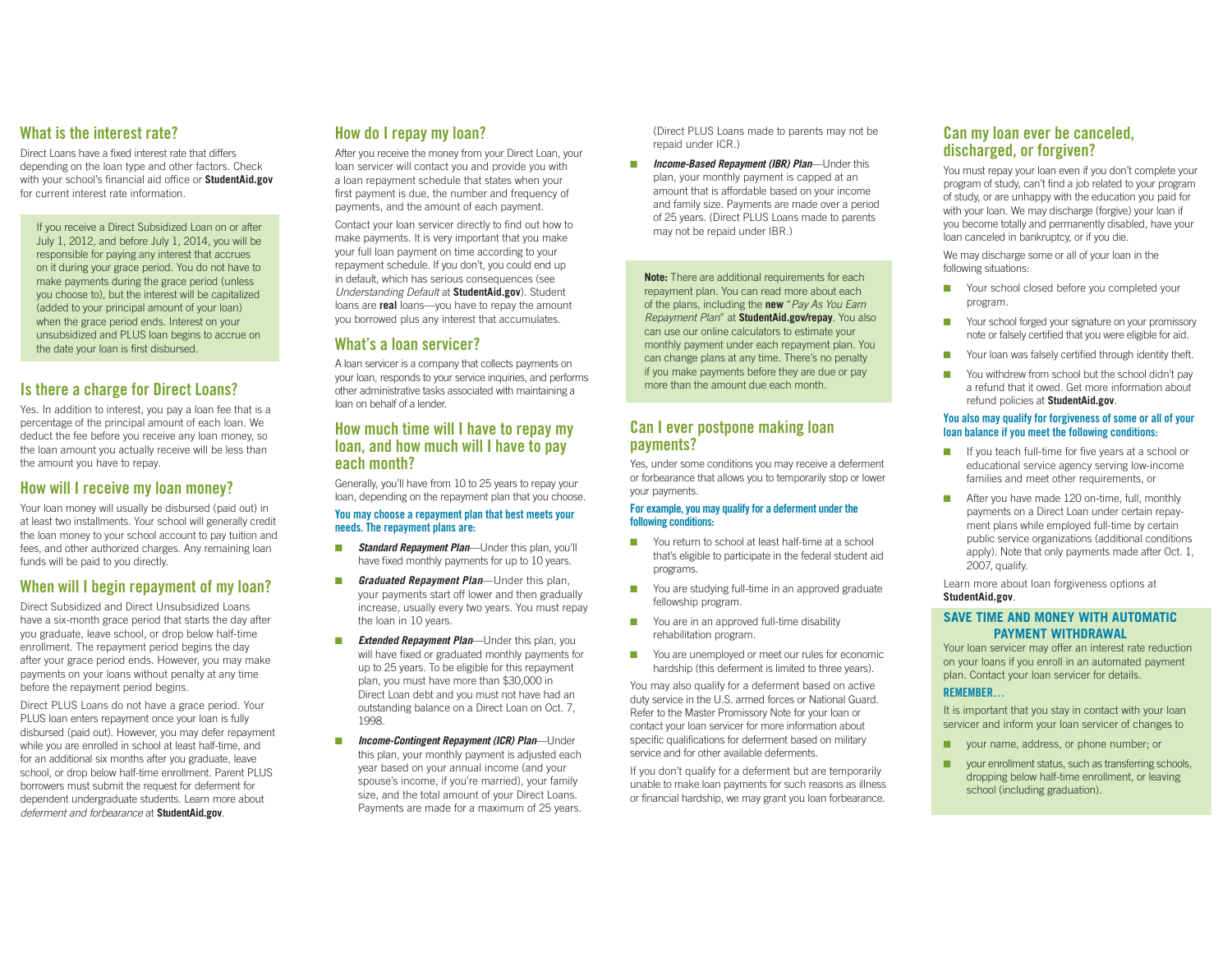## What is the interest rate?

Direct Loans have a fixed interest rate that differs depending on the loan type and other factors. Check with your school's financial aid office or **StudentAid.gov** for current interest rate information.

If you receive a Direct Subsidized Loan on or after July 1, 2012, and before July 1, 2014, you will be responsible for paying any interest that accrues on it during your grace period. You do not have to make payments during the grace period (unless you choose to), but the interest will be capitalized (added to your principal amount of your loan) when the grace period ends. Interest on your unsubsidized and PLUS loan begins to accrue on the date your loan is first disbursed.

## Is there a charge for Direct Loans?

Yes. In addition to interest, you pay a loan fee that is a percentage of the principal amount of each loan. We deduct the fee before you receive any loan money, so the loan amount you actually receive will be less than the amount you have to repay.

## How will I receive my loan money?

Your loan money will usually be disbursed (paid out) in at least two installments. Your school will generally credit the loan money to your school account to pay tuition and fees, and other authorized charges. Any remaining loan funds will be paid to you directly.

## When will I begin repayment of my loan?

Direct Subsidized and Direct Unsubsidized Loans have a six-month grace period that starts the day after you graduate, leave school, or drop below half-time enrollment. The repayment period begins the day after your grace period ends. However, you may make payments on your loans without penalty at any time before the repayment period begins.

Direct PLUS Loans do not have a grace period. Your PLUS loan enters repayment once your loan is fully disbursed (paid out). However, you may defer repayment while you are enrolled in school at least half-time, and for an additional six months after you graduate, leave school, or drop below half-time enrollment. Parent PLUS borrowers must submit the request for deferment for dependent undergraduate students. Learn more about *deferment and forbearance* at **StudentAid.gov**.

## How do I repay my loan?

After you receive the money from your Direct Loan, your loan servicer will contact you and provide you with a loan repayment schedule that states when your first payment is due, the number and frequency of payments, and the amount of each payment.

Contact your loan servicer directly to find out how to make payments. It is very important that you make your full loan payment on time according to your repayment schedule. If you don't, you could end up in default, which has serious consequences (see *Understanding Default* at **StudentAid.gov**). Student loans are **real** loans—you have to repay the amount you borrowed plus any interest that accumulates.

## What's a loan servicer?

A loan servicer is a company that collects payments on your loan, responds to your service inquiries, and performs other administrative tasks associated with maintaining a loan on behalf of a lender.

## How much time will I have to repay my loan, and how much will I have to pay each month?

Generally, you'll have from 10 to 25 years to repay your loan, depending on the repayment plan that you choose.

**You may choose a repayment plan that best meets your needs. The repayment plans are:**

- ***Standard Repayment Plan***—Under this plan, you'll have fixed monthly payments for up to 10 years.
- ***Graduated Repayment Plan***—Under this plan, your payments start off lower and then gradually increase, usually every two years. You must repay the loan in 10 years.
- ***Extended Repayment Plan***—Under this plan, you will have fixed or graduated monthly payments for up to 25 years. To be eligible for this repayment plan, you must have more than $30,000 in Direct Loan debt and you must not have had an outstanding balance on a Direct Loan on Oct. 7, 1998.
- ***Income-Contingent Repayment (ICR) Plan***—Under this plan, your monthly payment is adjusted each year based on your annual income (and your spouse's income, if you're married), your family size, and the total amount of your Direct Loans. Payments are made for a maximum of 25 years. (Direct PLUS Loans made to parents may not be repaid under ICR.)
- ***Income-Based Repayment (IBR) Plan***—Under this plan, your monthly payment is capped at an amount that is affordable based on your income and family size. Payments are made over a period of 25 years. (Direct PLUS Loans made to parents may not be repaid under IBR.)

**Note:** There are additional requirements for each repayment plan. You can read more about each of the plans, including the **new** "*Pay As You Earn Repayment Plan*" at **StudentAid.gov/repay**. You also can use our online calculators to estimate your monthly payment under each repayment plan. You can change plans at any time. There's no penalty if you make payments before they are due or pay more than the amount due each month.

## Can I ever postpone making loan payments?

Yes, under some conditions you may receive a deferment or forbearance that allows you to temporarily stop or lower your payments.

**For example, you may qualify for a deferment under the following conditions:**

- You return to school at least half-time at a school that's eligible to participate in the federal student aid programs.
- You are studying full-time in an approved graduate fellowship program.
- You are in an approved full-time disability rehabilitation program.
- You are unemployed or meet our rules for economic hardship (this deferment is limited to three years).

You may also qualify for a deferment based on active duty service in the U.S. armed forces or National Guard. Refer to the Master Promissory Note for your loan or contact your loan servicer for more information about specific qualifications for deferment based on military service and for other available deferments.

If you don't qualify for a deferment but are temporarily unable to make loan payments for such reasons as illness or financial hardship, we may grant you loan forbearance.

## Can my loan ever be canceled, discharged, or forgiven?

You must repay your loan even if you don't complete your program of study, can't find a job related to your program of study, or are unhappy with the education you paid for with your loan. We may discharge (forgive) your loan if you become totally and permanently disabled, have your loan canceled in bankruptcy, or if you die.

We may discharge some or all of your loan in the following situations:

- Your school closed before you completed your program.
- Your school forged your signature on your promissory note or falsely certified that you were eligible for aid.
- Your loan was falsely certified through identity theft.
- You withdrew from school but the school didn't pay a refund that it owed. Get more information about refund policies at **StudentAid.gov**.

**You also may qualify for forgiveness of some or all of your loan balance if you meet the following conditions:**

- If you teach full-time for five years at a school or educational service agency serving low-income families and meet other requirements, or
- After you have made 120 on-time, full, monthly payments on a Direct Loan under certain repayment plans while employed full-time by certain public service organizations (additional conditions apply). Note that only payments made after Oct. 1, 2007, qualify.

Learn more about loan forgiveness options at **StudentAid.gov**.

### SAVE TIME AND MONEY WITH AUTOMATIC PAYMENT WITHDRAWAL

Your loan servicer may offer an interest rate reduction on your loans if you enroll in an automated payment plan. Contact your loan servicer for details.

### REMEMBER…

It is important that you stay in contact with your loan servicer and inform your loan servicer of changes to

- your name, address, or phone number; or
- your enrollment status, such as transferring schools, dropping below half-time enrollment, or leaving school (including graduation).